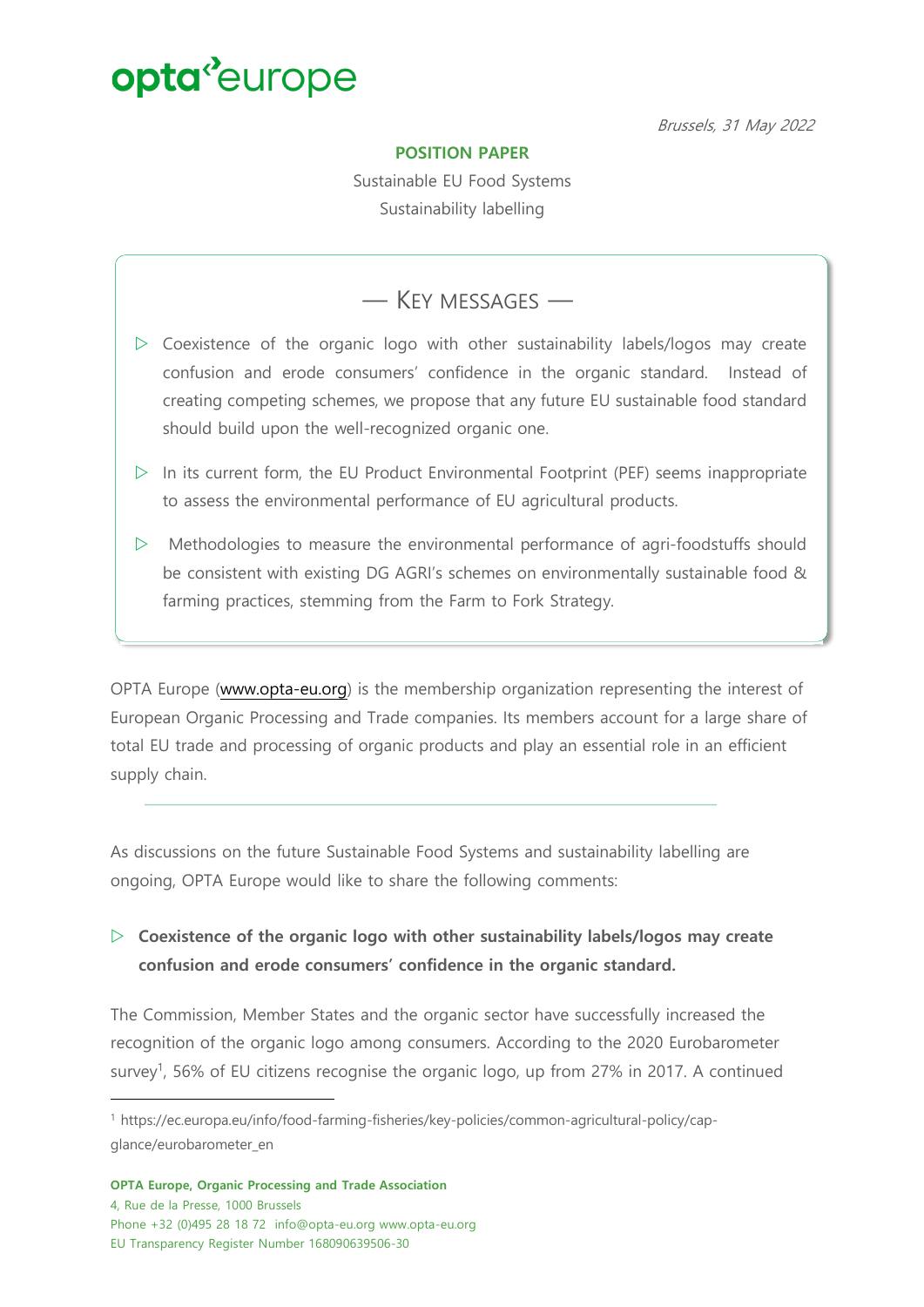opta europe

*Brussels, 31 May 2022*

**POSITION PAPER**

Sustainable EU Food Systems

Sustainability labelling

## — KEY MESSAGES —

- Coexistence of the organic logo with other sustainability labels/logos may create confusion and erode consumers' confidence in the organic standard. Instead of creating competing schemes, we propose that any future EU sustainable food standard should build upon the well-recognized organic one.
- In its current form, the EU Product Environmental Footprint (PEF) seems inappropriate to assess the environmental performance of EU agricultural products.
- Methodologies to measure the environmental performance of agri-foodstuffs should be consistent with existing DG AGRI's schemes on environmentally sustainable food & farming practices, stemming from the Farm to Fork Strategy.

OPTA Europe (www.opta-eu.org) is the membership organization representing the interest of European Organic Processing and Trade companies. Its members account for a large share of total EU trade and processing of organic products and play an essential role in an efficient supply chain.

---

As discussions on the future Sustainable Food Systems and sustainability labelling are ongoing, OPTA Europe would like to share the following comments:

- **Coexistence of the organic logo with other sustainability labels/logos may create confusion and erode consumers' confidence in the organic standard.**

The Commission, Member States and the organic sector have successfully increased the recognition of the organic logo among consumers. According to the 2020 Eurobarometer survey[1], 56% of EU citizens recognise the organic logo, up from 27% in 2017. A continued

[1] https://ec.europa.eu/info/food-farming-fisheries/key-policies/common-agricultural-policy/cap-glance/eurobarometer_en

**OPTA Europe, Organic Processing and Trade Association**
4, Rue de la Presse, 1000 Brussels
Phone +32 (0)495 28 18 72 info@opta-eu.org www.opta-eu.org
EU Transparency Register Number 168090639506-30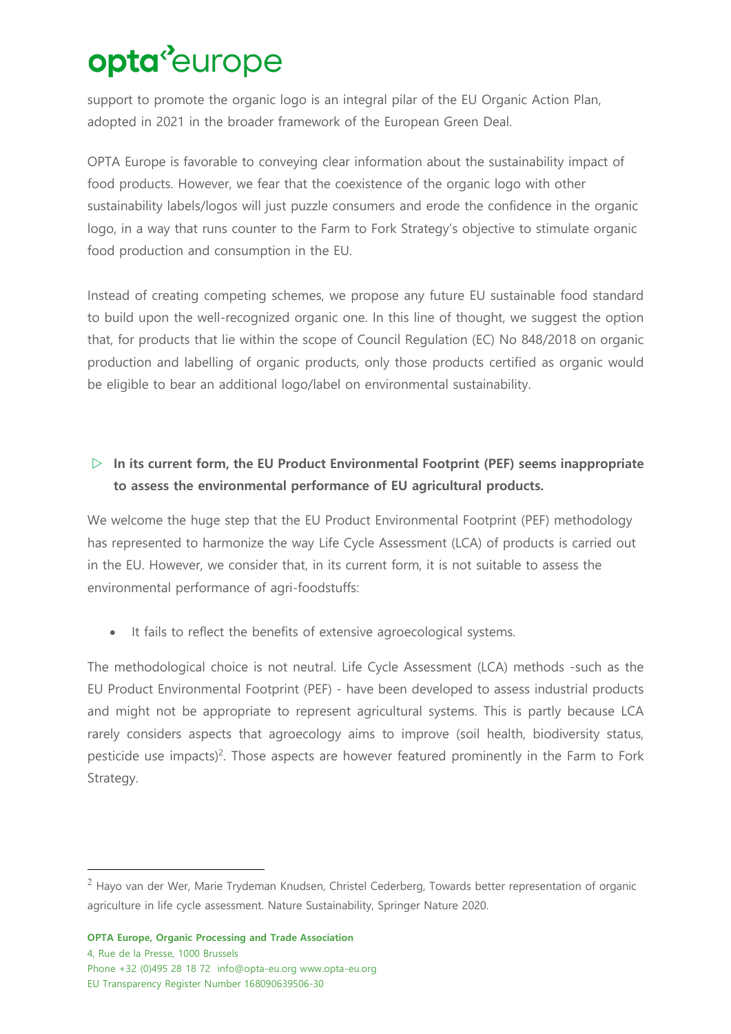support to promote the organic logo is an integral pilar of the EU Organic Action Plan, adopted in 2021 in the broader framework of the European Green Deal.

OPTA Europe is favorable to conveying clear information about the sustainability impact of food products. However, we fear that the coexistence of the organic logo with other sustainability labels/logos will just puzzle consumers and erode the confidence in the organic logo, in a way that runs counter to the Farm to Fork Strategy's objective to stimulate organic food production and consumption in the EU.

Instead of creating competing schemes, we propose any future EU sustainable food standard to build upon the well-recognized organic one. In this line of thought, we suggest the option that, for products that lie within the scope of Council Regulation (EC) No 848/2018 on organic production and labelling of organic products, only those products certified as organic would be eligible to bear an additional logo/label on environmental sustainability.

- ▷ **In its current form, the EU Product Environmental Footprint (PEF) seems inappropriate to assess the environmental performance of EU agricultural products.**

We welcome the huge step that the EU Product Environmental Footprint (PEF) methodology has represented to harmonize the way Life Cycle Assessment (LCA) of products is carried out in the EU. However, we consider that, in its current form, it is not suitable to assess the environmental performance of agri-foodstuffs:

- It fails to reflect the benefits of extensive agroecological systems.

The methodological choice is not neutral. Life Cycle Assessment (LCA) methods -such as the EU Product Environmental Footprint (PEF) - have been developed to assess industrial products and might not be appropriate to represent agricultural systems. This is partly because LCA rarely considers aspects that agroecology aims to improve (soil health, biodiversity status, pesticide use impacts)[2]. Those aspects are however featured prominently in the Farm to Fork Strategy.

[2] Hayo van der Wer, Marie Trydeman Knudsen, Christel Cederberg, Towards better representation of organic agriculture in life cycle assessment. Nature Sustainability, Springer Nature 2020.

**OPTA Europe, Organic Processing and Trade Association**
4, Rue de la Presse, 1000 Brussels
Phone +32 (0)495 28 18 72 info@opta-eu.org www.opta-eu.org
EU Transparency Register Number 168090639506-30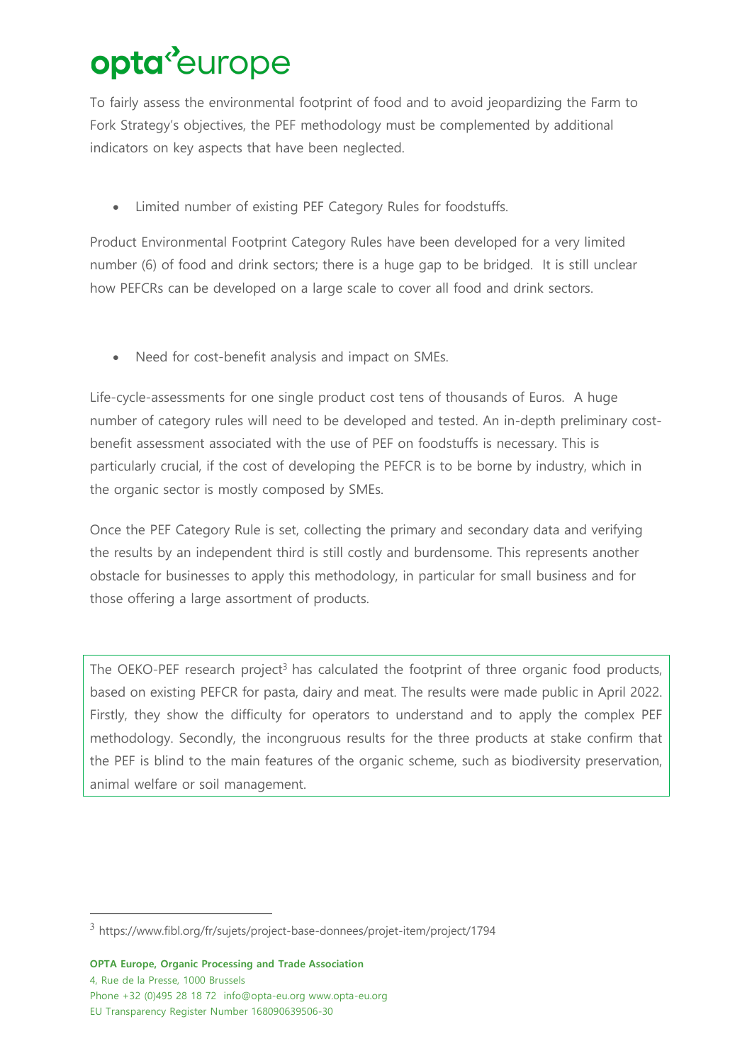To fairly assess the environmental footprint of food and to avoid jeopardizing the Farm to Fork Strategy's objectives, the PEF methodology must be complemented by additional indicators on key aspects that have been neglected.

- Limited number of existing PEF Category Rules for foodstuffs.

Product Environmental Footprint Category Rules have been developed for a very limited number (6) of food and drink sectors; there is a huge gap to be bridged. It is still unclear how PEFCRs can be developed on a large scale to cover all food and drink sectors.

- Need for cost-benefit analysis and impact on SMEs.

Life-cycle-assessments for one single product cost tens of thousands of Euros. A huge number of category rules will need to be developed and tested. An in-depth preliminary cost-benefit assessment associated with the use of PEF on foodstuffs is necessary. This is particularly crucial, if the cost of developing the PEFCR is to be borne by industry, which in the organic sector is mostly composed by SMEs.

Once the PEF Category Rule is set, collecting the primary and secondary data and verifying the results by an independent third is still costly and burdensome. This represents another obstacle for businesses to apply this methodology, in particular for small business and for those offering a large assortment of products.

The OEKO-PEF research project[3] has calculated the footprint of three organic food products, based on existing PEFCR for pasta, dairy and meat. The results were made public in April 2022. Firstly, they show the difficulty for operators to understand and to apply the complex PEF methodology. Secondly, the incongruous results for the three products at stake confirm that the PEF is blind to the main features of the organic scheme, such as biodiversity preservation, animal welfare or soil management.

[3] https://www.fibl.org/fr/sujets/project-base-donnees/projet-item/project/1794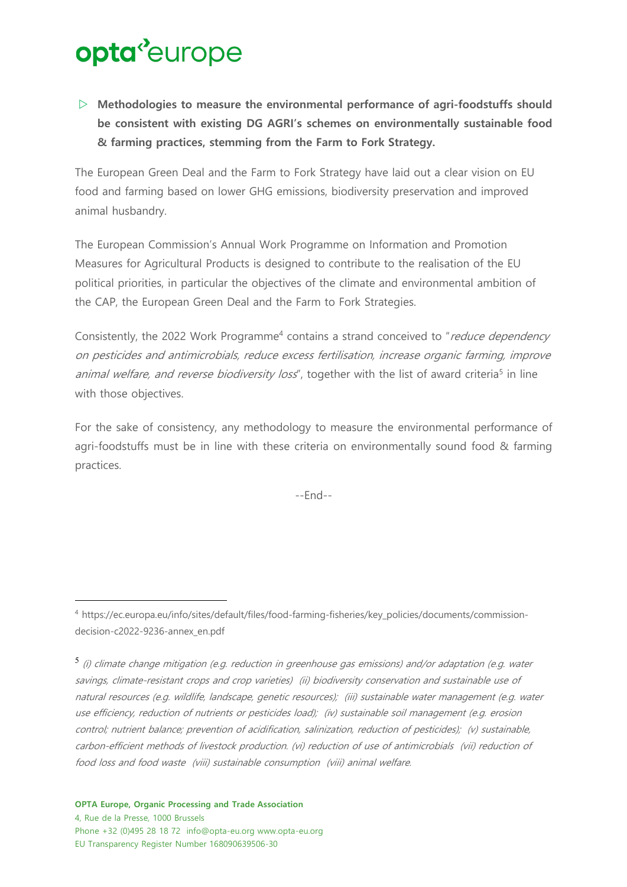- ▷ **Methodologies to measure the environmental performance of agri-foodstuffs should be consistent with existing DG AGRI's schemes on environmentally sustainable food & farming practices, stemming from the Farm to Fork Strategy.**

The European Green Deal and the Farm to Fork Strategy have laid out a clear vision on EU food and farming based on lower GHG emissions, biodiversity preservation and improved animal husbandry.

The European Commission's Annual Work Programme on Information and Promotion Measures for Agricultural Products is designed to contribute to the realisation of the EU political priorities, in particular the objectives of the climate and environmental ambition of the CAP, the European Green Deal and the Farm to Fork Strategies.

Consistently, the 2022 Work Programme[4] contains a strand conceived to "*reduce dependency on pesticides and antimicrobials, reduce excess fertilisation, increase organic farming, improve animal welfare, and reverse biodiversity loss*", together with the list of award criteria[5] in line with those objectives.

For the sake of consistency, any methodology to measure the environmental performance of agri-foodstuffs must be in line with these criteria on environmentally sound food & farming practices.

--End--

[4] https://ec.europa.eu/info/sites/default/files/food-farming-fisheries/key_policies/documents/commission-decision-c2022-9236-annex_en.pdf

[5] *(i) climate change mitigation (e.g. reduction in greenhouse gas emissions) and/or adaptation (e.g. water savings, climate-resistant crops and crop varieties) (ii) biodiversity conservation and sustainable use of natural resources (e.g. wildlife, landscape, genetic resources); (iii) sustainable water management (e.g. water use efficiency, reduction of nutrients or pesticides load); (iv) sustainable soil management (e.g. erosion control; nutrient balance; prevention of acidification, salinization, reduction of pesticides); (v) sustainable, carbon-efficient methods of livestock production. (vi) reduction of use of antimicrobials (vii) reduction of food loss and food waste (viii) sustainable consumption (viii) animal welfare.*

**OPTA Europe, Organic Processing and Trade Association**
4, Rue de la Presse, 1000 Brussels
Phone +32 (0)495 28 18 72 info@opta-eu.org www.opta-eu.org
EU Transparency Register Number 168090639506-30